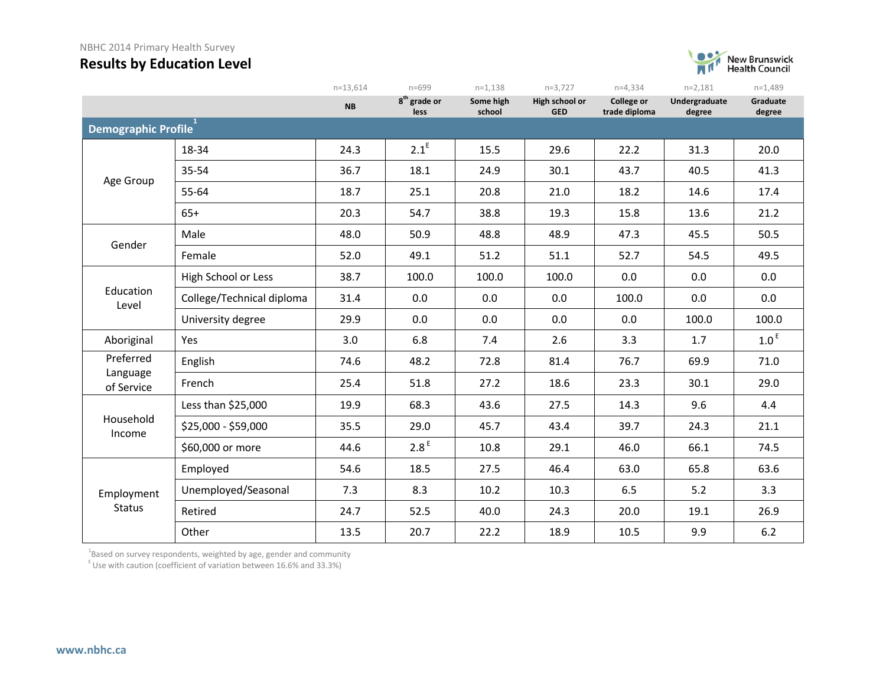NBHC 2014 Primary Health Survey

# Results by Education Level

| | | NB | 8th grade or less | Some high school | High school or GED | College or trade diploma | Undergraduate degree | Graduate degree |
|---|---|---|---|---|---|---|---|---|
| | | n=13,614 | n=699 | n=1,138 | n=3,727 | n=4,334 | n=2,181 | n=1,489 |
| **Demographic Profile**[1] | | | | | | | | |
| Age Group | 18-34 | 24.3 | 2.1 E | 15.5 | 29.6 | 22.2 | 31.3 | 20.0 |
| | 35-54 | 36.7 | 18.1 | 24.9 | 30.1 | 43.7 | 40.5 | 41.3 |
| | 55-64 | 18.7 | 25.1 | 20.8 | 21.0 | 18.2 | 14.6 | 17.4 |
| | 65+ | 20.3 | 54.7 | 38.8 | 19.3 | 15.8 | 13.6 | 21.2 |
| Gender | Male | 48.0 | 50.9 | 48.8 | 48.9 | 47.3 | 45.5 | 50.5 |
| | Female | 52.0 | 49.1 | 51.2 | 51.1 | 52.7 | 54.5 | 49.5 |
| Education Level | High School or Less | 38.7 | 100.0 | 100.0 | 100.0 | 0.0 | 0.0 | 0.0 |
| | College/Technical diploma | 31.4 | 0.0 | 0.0 | 0.0 | 100.0 | 0.0 | 0.0 |
| | University degree | 29.9 | 0.0 | 0.0 | 0.0 | 0.0 | 100.0 | 100.0 |
| Aboriginal | Yes | 3.0 | 6.8 | 7.4 | 2.6 | 3.3 | 1.7 | 1.0 E |
| Preferred Language of Service | English | 74.6 | 48.2 | 72.8 | 81.4 | 76.7 | 69.9 | 71.0 |
| | French | 25.4 | 51.8 | 27.2 | 18.6 | 23.3 | 30.1 | 29.0 |
| Household Income | Less than $25,000 | 19.9 | 68.3 | 43.6 | 27.5 | 14.3 | 9.6 | 4.4 |
| | $25,000 - $59,000 | 35.5 | 29.0 | 45.7 | 43.4 | 39.7 | 24.3 | 21.1 |
| | $60,000 or more | 44.6 | 2.8 E | 10.8 | 29.1 | 46.0 | 66.1 | 74.5 |
| Employment Status | Employed | 54.6 | 18.5 | 27.5 | 46.4 | 63.0 | 65.8 | 63.6 |
| | Unemployed/Seasonal | 7.3 | 8.3 | 10.2 | 10.3 | 6.5 | 5.2 | 3.3 |
| | Retired | 24.7 | 52.5 | 40.0 | 24.3 | 20.0 | 19.1 | 26.9 |
| | Other | 13.5 | 20.7 | 22.2 | 18.9 | 10.5 | 9.9 | 6.2 |

[1] Based on survey respondents, weighted by age, gender and community

E Use with caution (coefficient of variation between 16.6% and 33.3%)

www.nbhc.ca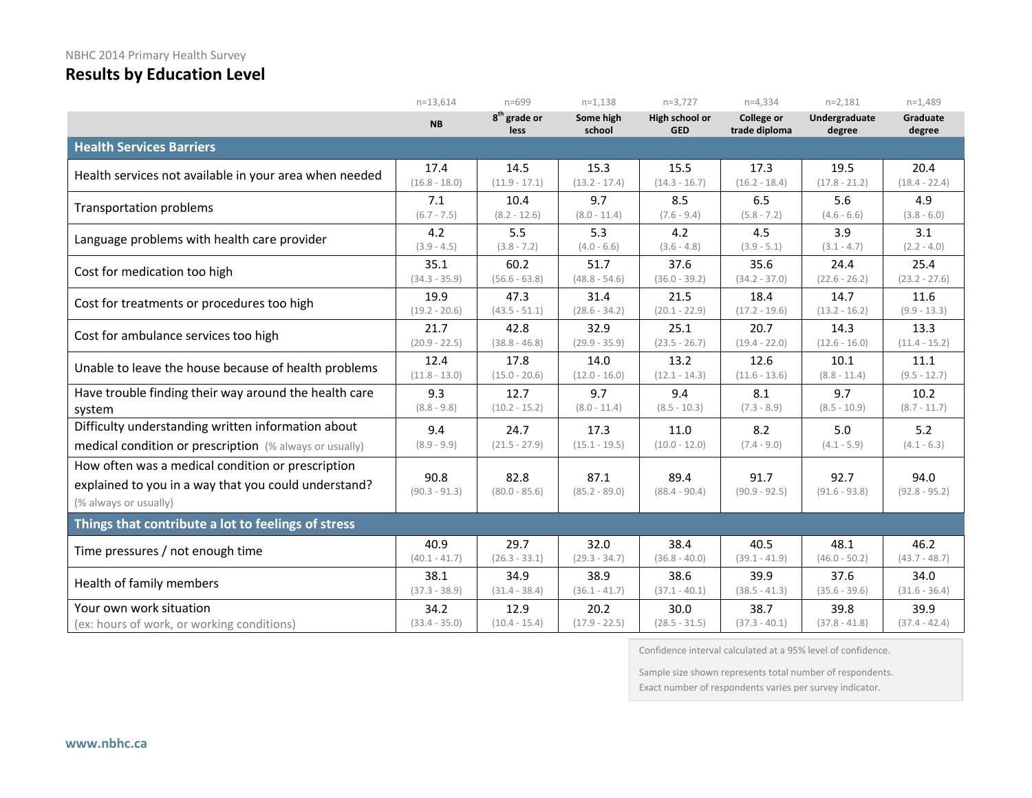NBHC 2014 Primary Health Survey

## Results by Education Level

| | NB (n=13,614) | 8th grade or less (n=699) | Some high school (n=1,138) | High school or GED (n=3,727) | College or trade diploma (n=4,334) | Undergraduate degree (n=2,181) | Graduate degree (n=1,489) |
|---|---|---|---|---|---|---|---|
| **Health Services Barriers** | | | | | | | |
| Health services not available in your area when needed | 17.4 (16.8 - 18.0) | 14.5 (11.9 - 17.1) | 15.3 (13.2 - 17.4) | 15.5 (14.3 - 16.7) | 17.3 (16.2 - 18.4) | 19.5 (17.8 - 21.2) | 20.4 (18.4 - 22.4) |
| Transportation problems | 7.1 (6.7 - 7.5) | 10.4 (8.2 - 12.6) | 9.7 (8.0 - 11.4) | 8.5 (7.6 - 9.4) | 6.5 (5.8 - 7.2) | 5.6 (4.6 - 6.6) | 4.9 (3.8 - 6.0) |
| Language problems with health care provider | 4.2 (3.9 - 4.5) | 5.5 (3.8 - 7.2) | 5.3 (4.0 - 6.6) | 4.2 (3.6 - 4.8) | 4.5 (3.9 - 5.1) | 3.9 (3.1 - 4.7) | 3.1 (2.2 - 4.0) |
| Cost for medication too high | 35.1 (34.3 - 35.9) | 60.2 (56.6 - 63.8) | 51.7 (48.8 - 54.6) | 37.6 (36.0 - 39.2) | 35.6 (34.2 - 37.0) | 24.4 (22.6 - 26.2) | 25.4 (23.2 - 27.6) |
| Cost for treatments or procedures too high | 19.9 (19.2 - 20.6) | 47.3 (43.5 - 51.1) | 31.4 (28.6 - 34.2) | 21.5 (20.1 - 22.9) | 18.4 (17.2 - 19.6) | 14.7 (13.2 - 16.2) | 11.6 (9.9 - 13.3) |
| Cost for ambulance services too high | 21.7 (20.9 - 22.5) | 42.8 (38.8 - 46.8) | 32.9 (29.9 - 35.9) | 25.1 (23.5 - 26.7) | 20.7 (19.4 - 22.0) | 14.3 (12.6 - 16.0) | 13.3 (11.4 - 15.2) |
| Unable to leave the house because of health problems | 12.4 (11.8 - 13.0) | 17.8 (15.0 - 20.6) | 14.0 (12.0 - 16.0) | 13.2 (12.1 - 14.3) | 12.6 (11.6 - 13.6) | 10.1 (8.8 - 11.4) | 11.1 (9.5 - 12.7) |
| Have trouble finding their way around the health care system | 9.3 (8.8 - 9.8) | 12.7 (10.2 - 15.2) | 9.7 (8.0 - 11.4) | 9.4 (8.5 - 10.3) | 8.1 (7.3 - 8.9) | 9.7 (8.5 - 10.9) | 10.2 (8.7 - 11.7) |
| Difficulty understanding written information about medical condition or prescription (% always or usually) | 9.4 (8.9 - 9.9) | 24.7 (21.5 - 27.9) | 17.3 (15.1 - 19.5) | 11.0 (10.0 - 12.0) | 8.2 (7.4 - 9.0) | 5.0 (4.1 - 5.9) | 5.2 (4.1 - 6.3) |
| How often was a medical condition or prescription explained to you in a way that you could understand? (% always or usually) | 90.8 (90.3 - 91.3) | 82.8 (80.0 - 85.6) | 87.1 (85.2 - 89.0) | 89.4 (88.4 - 90.4) | 91.7 (90.9 - 92.5) | 92.7 (91.6 - 93.8) | 94.0 (92.8 - 95.2) |
| **Things that contribute a lot to feelings of stress** | | | | | | | |
| Time pressures / not enough time | 40.9 (40.1 - 41.7) | 29.7 (26.3 - 33.1) | 32.0 (29.3 - 34.7) | 38.4 (36.8 - 40.0) | 40.5 (39.1 - 41.9) | 48.1 (46.0 - 50.2) | 46.2 (43.7 - 48.7) |
| Health of family members | 38.1 (37.3 - 38.9) | 34.9 (31.4 - 38.4) | 38.9 (36.1 - 41.7) | 38.6 (37.1 - 40.1) | 39.9 (38.5 - 41.3) | 37.6 (35.6 - 39.6) | 34.0 (31.6 - 36.4) |
| Your own work situation (ex: hours of work, or working conditions) | 34.2 (33.4 - 35.0) | 12.9 (10.4 - 15.4) | 20.2 (17.9 - 22.5) | 30.0 (28.5 - 31.5) | 38.7 (37.3 - 40.1) | 39.8 (37.8 - 41.8) | 39.9 (37.4 - 42.4) |

Confidence interval calculated at a 95% level of confidence.

Sample size shown represents total number of respondents. Exact number of respondents varies per survey indicator.

www.nbhc.ca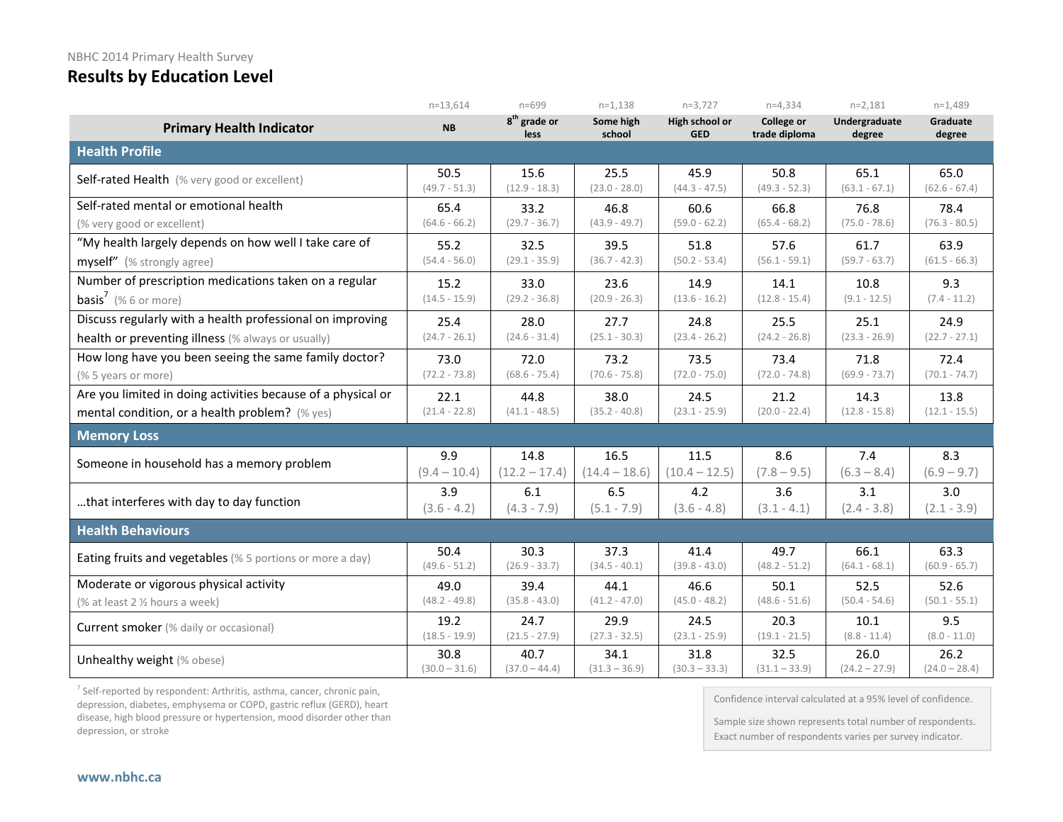NBHC 2014 Primary Health Survey

# Results by Education Level

| Primary Health Indicator | NB (n=13,614) | 8th grade or less (n=699) | Some high school (n=1,138) | High school or GED (n=3,727) | College or trade diploma (n=4,334) | Undergraduate degree (n=2,181) | Graduate degree (n=1,489) |
|---|---|---|---|---|---|---|---|
| **Health Profile** | | | | | | | |
| Self-rated Health (% very good or excellent) | 50.5 (49.7 - 51.3) | 15.6 (12.9 - 18.3) | 25.5 (23.0 - 28.0) | 45.9 (44.3 - 47.5) | 50.8 (49.3 - 52.3) | 65.1 (63.1 - 67.1) | 65.0 (62.6 - 67.4) |
| Self-rated mental or emotional health (% very good or excellent) | 65.4 (64.6 - 66.2) | 33.2 (29.7 - 36.7) | 46.8 (43.9 - 49.7) | 60.6 (59.0 - 62.2) | 66.8 (65.4 - 68.2) | 76.8 (75.0 - 78.6) | 78.4 (76.3 - 80.5) |
| "My health largely depends on how well I take care of myself" (% strongly agree) | 55.2 (54.4 - 56.0) | 32.5 (29.1 - 35.9) | 39.5 (36.7 - 42.3) | 51.8 (50.2 - 53.4) | 57.6 (56.1 - 59.1) | 61.7 (59.7 - 63.7) | 63.9 (61.5 - 66.3) |
| Number of prescription medications taken on a regular basis[7] (% 6 or more) | 15.2 (14.5 - 15.9) | 33.0 (29.2 - 36.8) | 23.6 (20.9 - 26.3) | 14.9 (13.6 - 16.2) | 14.1 (12.8 - 15.4) | 10.8 (9.1 - 12.5) | 9.3 (7.4 - 11.2) |
| Discuss regularly with a health professional on improving health or preventing illness (% always or usually) | 25.4 (24.7 - 26.1) | 28.0 (24.6 - 31.4) | 27.7 (25.1 - 30.3) | 24.8 (23.4 - 26.2) | 25.5 (24.2 - 26.8) | 25.1 (23.3 - 26.9) | 24.9 (22.7 - 27.1) |
| How long have you been seeing the same family doctor? (% 5 years or more) | 73.0 (72.2 - 73.8) | 72.0 (68.6 - 75.4) | 73.2 (70.6 - 75.8) | 73.5 (72.0 - 75.0) | 73.4 (72.0 - 74.8) | 71.8 (69.9 - 73.7) | 72.4 (70.1 - 74.7) |
| Are you limited in doing activities because of a physical or mental condition, or a health problem? (% yes) | 22.1 (21.4 - 22.8) | 44.8 (41.1 - 48.5) | 38.0 (35.2 - 40.8) | 24.5 (23.1 - 25.9) | 21.2 (20.0 - 22.4) | 14.3 (12.8 - 15.8) | 13.8 (12.1 - 15.5) |
| **Memory Loss** | | | | | | | |
| Someone in household has a memory problem | 9.9 (9.4 – 10.4) | 14.8 (12.2 – 17.4) | 16.5 (14.4 – 18.6) | 11.5 (10.4 – 12.5) | 8.6 (7.8 – 9.5) | 7.4 (6.3 – 8.4) | 8.3 (6.9 – 9.7) |
| ...that interferes with day to day function | 3.9 (3.6 - 4.2) | 6.1 (4.3 - 7.9) | 6.5 (5.1 - 7.9) | 4.2 (3.6 - 4.8) | 3.6 (3.1 - 4.1) | 3.1 (2.4 - 3.8) | 3.0 (2.1 - 3.9) |
| **Health Behaviours** | | | | | | | |
| Eating fruits and vegetables (% 5 portions or more a day) | 50.4 (49.6 - 51.2) | 30.3 (26.9 - 33.7) | 37.3 (34.5 - 40.1) | 41.4 (39.8 - 43.0) | 49.7 (48.2 - 51.2) | 66.1 (64.1 - 68.1) | 63.3 (60.9 - 65.7) |
| Moderate or vigorous physical activity (% at least 2 ½ hours a week) | 49.0 (48.2 - 49.8) | 39.4 (35.8 - 43.0) | 44.1 (41.2 - 47.0) | 46.6 (45.0 - 48.2) | 50.1 (48.6 - 51.6) | 52.5 (50.4 - 54.6) | 52.6 (50.1 - 55.1) |
| Current smoker (% daily or occasional) | 19.2 (18.5 - 19.9) | 24.7 (21.5 - 27.9) | 29.9 (27.3 - 32.5) | 24.5 (23.1 - 25.9) | 20.3 (19.1 - 21.5) | 10.1 (8.8 - 11.4) | 9.5 (8.0 - 11.0) |
| Unhealthy weight (% obese) | 30.8 (30.0 – 31.6) | 40.7 (37.0 – 44.4) | 34.1 (31.3 – 36.9) | 31.8 (30.3 – 33.3) | 32.5 (31.1 – 33.9) | 26.0 (24.2 – 27.9) | 26.2 (24.0 – 28.4) |

[7] Self-reported by respondent: Arthritis, asthma, cancer, chronic pain, depression, diabetes, emphysema or COPD, gastric reflux (GERD), heart disease, high blood pressure or hypertension, mood disorder other than depression, or stroke

Confidence interval calculated at a 95% level of confidence.

Sample size shown represents total number of respondents. Exact number of respondents varies per survey indicator.

www.nbhc.ca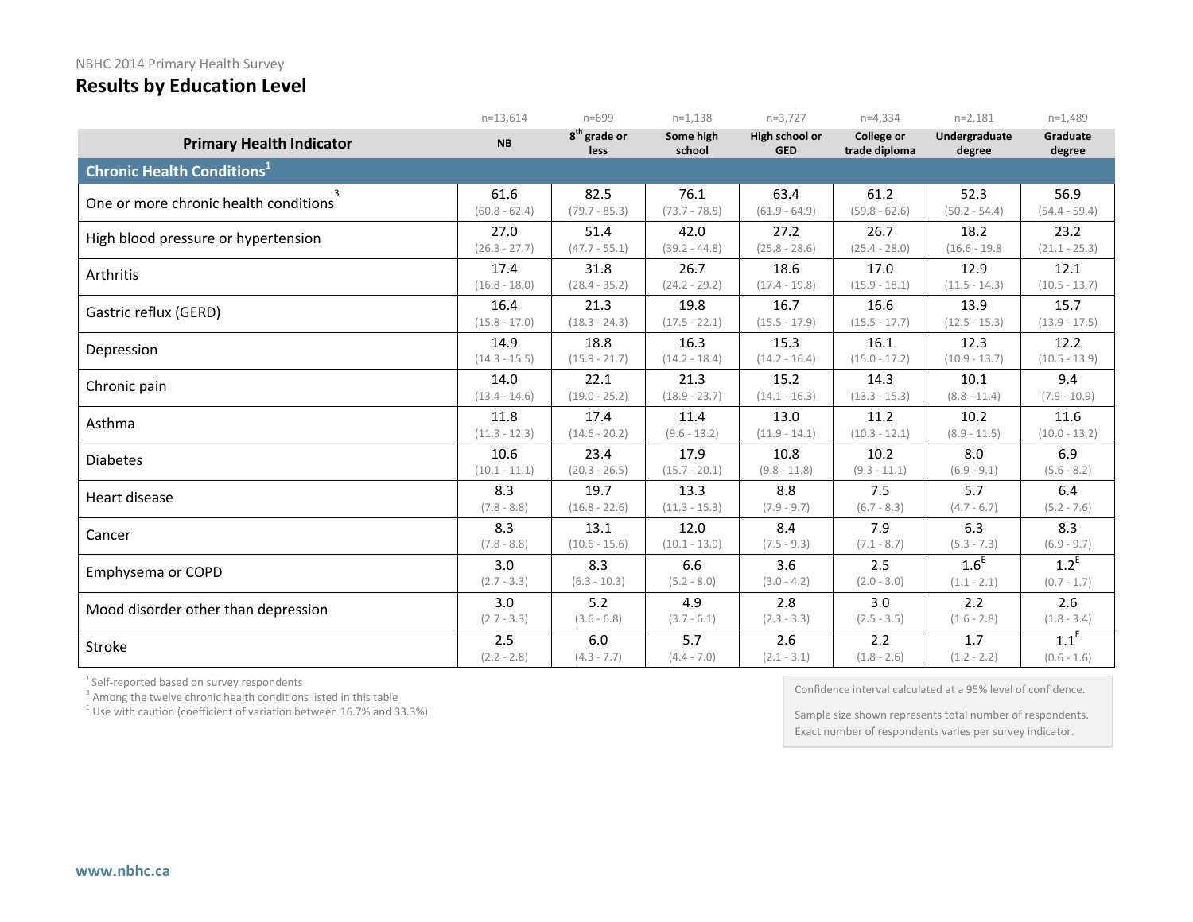NBHC 2014 Primary Health Survey

# Results by Education Level

| Primary Health Indicator | NB (n=13,614) | 8th grade or less (n=699) | Some high school (n=1,138) | High school or GED (n=3,727) | College or trade diploma (n=4,334) | Undergraduate degree (n=2,181) | Graduate degree (n=1,489) |
|---|---|---|---|---|---|---|---|
| **Chronic Health Conditions[1]** | | | | | | | |
| One or more chronic health conditions[3] | 61.6 (60.8 - 62.4) | 82.5 (79.7 - 85.3) | 76.1 (73.7 - 78.5) | 63.4 (61.9 - 64.9) | 61.2 (59.8 - 62.6) | 52.3 (50.2 - 54.4) | 56.9 (54.4 - 59.4) |
| High blood pressure or hypertension | 27.0 (26.3 - 27.7) | 51.4 (47.7 - 55.1) | 42.0 (39.2 - 44.8) | 27.2 (25.8 - 28.6) | 26.7 (25.4 - 28.0) | 18.2 (16.6 - 19.8) | 23.2 (21.1 - 25.3) |
| Arthritis | 17.4 (16.8 - 18.0) | 31.8 (28.4 - 35.2) | 26.7 (24.2 - 29.2) | 18.6 (17.4 - 19.8) | 17.0 (15.9 - 18.1) | 12.9 (11.5 - 14.3) | 12.1 (10.5 - 13.7) |
| Gastric reflux (GERD) | 16.4 (15.8 - 17.0) | 21.3 (18.3 - 24.3) | 19.8 (17.5 - 22.1) | 16.7 (15.5 - 17.9) | 16.6 (15.5 - 17.7) | 13.9 (12.5 - 15.3) | 15.7 (13.9 - 17.5) |
| Depression | 14.9 (14.3 - 15.5) | 18.8 (15.9 - 21.7) | 16.3 (14.2 - 18.4) | 15.3 (14.2 - 16.4) | 16.1 (15.0 - 17.2) | 12.3 (10.9 - 13.7) | 12.2 (10.5 - 13.9) |
| Chronic pain | 14.0 (13.4 - 14.6) | 22.1 (19.0 - 25.2) | 21.3 (18.9 - 23.7) | 15.2 (14.1 - 16.3) | 14.3 (13.3 - 15.3) | 10.1 (8.8 - 11.4) | 9.4 (7.9 - 10.9) |
| Asthma | 11.8 (11.3 - 12.3) | 17.4 (14.6 - 20.2) | 11.4 (9.6 - 13.2) | 13.0 (11.9 - 14.1) | 11.2 (10.3 - 12.1) | 10.2 (8.9 - 11.5) | 11.6 (10.0 - 13.2) |
| Diabetes | 10.6 (10.1 - 11.1) | 23.4 (20.3 - 26.5) | 17.9 (15.7 - 20.1) | 10.8 (9.8 - 11.8) | 10.2 (9.3 - 11.1) | 8.0 (6.9 - 9.1) | 6.9 (5.6 - 8.2) |
| Heart disease | 8.3 (7.8 - 8.8) | 19.7 (16.8 - 22.6) | 13.3 (11.3 - 15.3) | 8.8 (7.9 - 9.7) | 7.5 (6.7 - 8.3) | 5.7 (4.7 - 6.7) | 6.4 (5.2 - 7.6) |
| Cancer | 8.3 (7.8 - 8.8) | 13.1 (10.6 - 15.6) | 12.0 (10.1 - 13.9) | 8.4 (7.5 - 9.3) | 7.9 (7.1 - 8.7) | 6.3 (5.3 - 7.3) | 8.3 (6.9 - 9.7) |
| Emphysema or COPD | 3.0 (2.7 - 3.3) | 8.3 (6.3 - 10.3) | 6.6 (5.2 - 8.0) | 3.6 (3.0 - 4.2) | 2.5 (2.0 - 3.0) | 1.6[E] (1.1 - 2.1) | 1.2[E] (0.7 - 1.7) |
| Mood disorder other than depression | 3.0 (2.7 - 3.3) | 5.2 (3.6 - 6.8) | 4.9 (3.7 - 6.1) | 2.8 (2.3 - 3.3) | 3.0 (2.5 - 3.5) | 2.2 (1.6 - 2.8) | 2.6 (1.8 - 3.4) |
| Stroke | 2.5 (2.2 - 2.8) | 6.0 (4.3 - 7.7) | 5.7 (4.4 - 7.0) | 2.6 (2.1 - 3.1) | 2.2 (1.8 - 2.6) | 1.7 (1.2 - 2.2) | 1.1[E] (0.6 - 1.6) |

[1] Self-reported based on survey respondents
[3] Among the twelve chronic health conditions listed in this table
[E] Use with caution (coefficient of variation between 16.7% and 33.3%)

Confidence interval calculated at a 95% level of confidence.

Sample size shown represents total number of respondents. Exact number of respondents varies per survey indicator.

www.nbhc.ca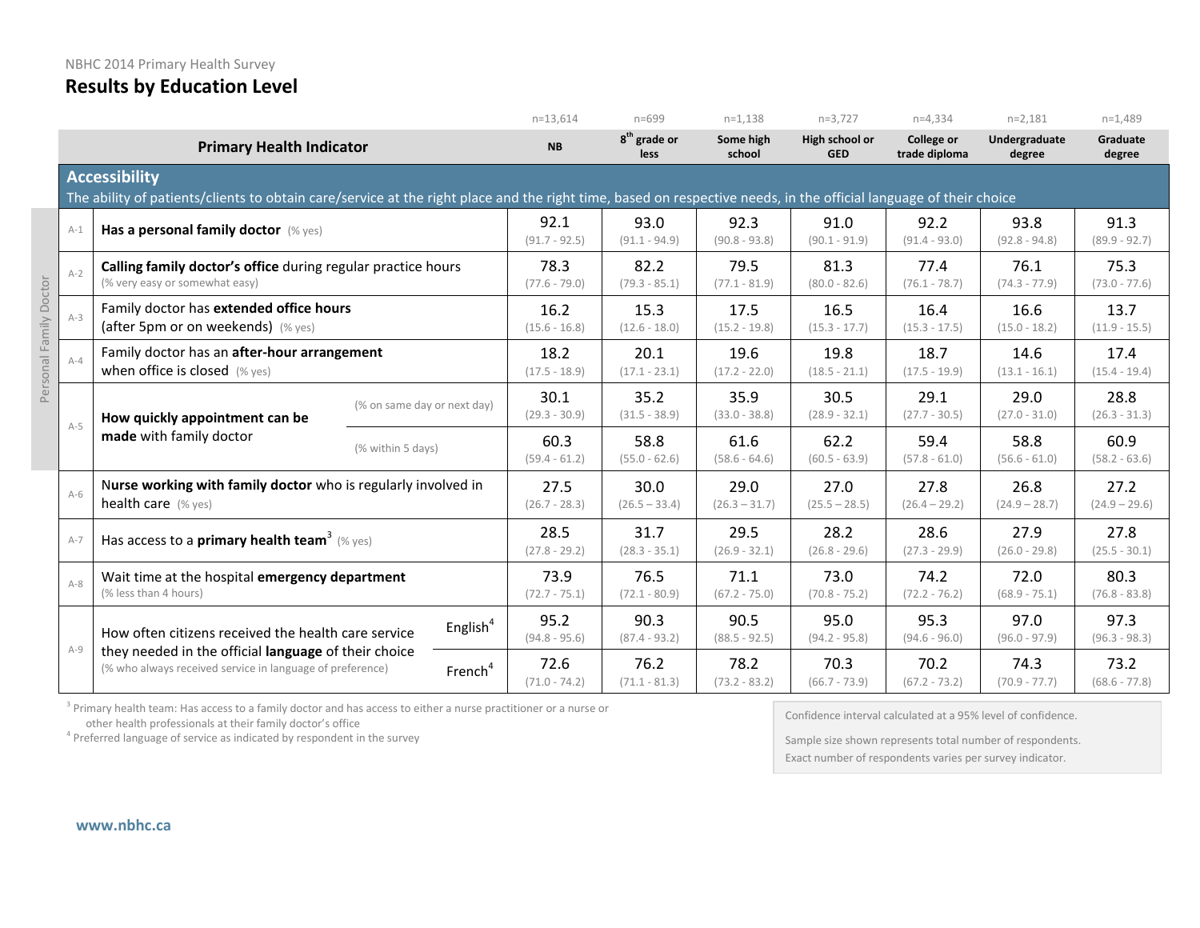NBHC 2014 Primary Health Survey

# Results by Education Level

| | | | NB | 8th grade or less | Some high school | High school or GED | College or trade diploma | Undergraduate degree | Graduate degree |
|---|---|---|---|---|---|---|---|---|---|
| | | | n=13,614 | n=699 | n=1,138 | n=3,727 | n=4,334 | n=2,181 | n=1,489 |
| **Accessibility** — The ability of patients/clients to obtain care/service at the right place and the right time, based on respective needs, in the official language of their choice | | | | | | | | | |
| Personal Family Doctor | A-1 | **Has a personal family doctor** (% yes) | 92.1 (91.7 - 92.5) | 93.0 (91.1 - 94.9) | 92.3 (90.8 - 93.8) | 91.0 (90.1 - 91.9) | 92.2 (91.4 - 93.0) | 93.8 (92.8 - 94.8) | 91.3 (89.9 - 92.7) |
| Personal Family Doctor | A-2 | **Calling family doctor's office** during regular practice hours (% very easy or somewhat easy) | 78.3 (77.6 - 79.0) | 82.2 (79.3 - 85.1) | 79.5 (77.1 - 81.9) | 81.3 (80.0 - 82.6) | 77.4 (76.1 - 78.7) | 76.1 (74.3 - 77.9) | 75.3 (73.0 - 77.6) |
| Personal Family Doctor | A-3 | Family doctor has **extended office hours** (after 5pm or on weekends) (% yes) | 16.2 (15.6 - 16.8) | 15.3 (12.6 - 18.0) | 17.5 (15.2 - 19.8) | 16.5 (15.3 - 17.7) | 16.4 (15.3 - 17.5) | 16.6 (15.0 - 18.2) | 13.7 (11.9 - 15.5) |
| Personal Family Doctor | A-4 | Family doctor has an **after-hour arrangement** when office is closed (% yes) | 18.2 (17.5 - 18.9) | 20.1 (17.1 - 23.1) | 19.6 (17.2 - 22.0) | 19.8 (18.5 - 21.1) | 18.7 (17.5 - 19.9) | 14.6 (13.1 - 16.1) | 17.4 (15.4 - 19.4) |
| Personal Family Doctor | A-5 | **How quickly appointment can be made** with family doctor (% on same day or next day) | 30.1 (29.3 - 30.9) | 35.2 (31.5 - 38.9) | 35.9 (33.0 - 38.8) | 30.5 (28.9 - 32.1) | 29.1 (27.7 - 30.5) | 29.0 (27.0 - 31.0) | 28.8 (26.3 - 31.3) |
| Personal Family Doctor | A-5 | **How quickly appointment can be made** with family doctor (% within 5 days) | 60.3 (59.4 - 61.2) | 58.8 (55.0 - 62.6) | 61.6 (58.6 - 64.6) | 62.2 (60.5 - 63.9) | 59.4 (57.8 - 61.0) | 58.8 (56.6 - 61.0) | 60.9 (58.2 - 63.6) |
| | A-6 | **Nurse working with family doctor** who is regularly involved in health care (% yes) | 27.5 (26.7 - 28.3) | 30.0 (26.5 – 33.4) | 29.0 (26.3 – 31.7) | 27.0 (25.5 – 28.5) | 27.8 (26.4 – 29.2) | 26.8 (24.9 – 28.7) | 27.2 (24.9 – 29.6) |
| | A-7 | Has access to a **primary health team**[3] (% yes) | 28.5 (27.8 - 29.2) | 31.7 (28.3 - 35.1) | 29.5 (26.9 - 32.1) | 28.2 (26.8 - 29.6) | 28.6 (27.3 - 29.9) | 27.9 (26.0 - 29.8) | 27.8 (25.5 - 30.1) |
| | A-8 | Wait time at the hospital **emergency department** (% less than 4 hours) | 73.9 (72.7 - 75.1) | 76.5 (72.1 - 80.9) | 71.1 (67.2 - 75.0) | 73.0 (70.8 - 75.2) | 74.2 (72.2 - 76.2) | 72.0 (68.9 - 75.1) | 80.3 (76.8 - 83.8) |
| | A-9 | How often citizens received the health care service they needed in the official **language** of their choice (% who always received service in language of preference) — English[4] | 95.2 (94.8 - 95.6) | 90.3 (87.4 - 93.2) | 90.5 (88.5 - 92.5) | 95.0 (94.2 - 95.8) | 95.3 (94.6 - 96.0) | 97.0 (96.0 - 97.9) | 97.3 (96.3 - 98.3) |
| | A-9 | How often citizens received the health care service they needed in the official **language** of their choice (% who always received service in language of preference) — French[4] | 72.6 (71.0 - 74.2) | 76.2 (71.1 - 81.3) | 78.2 (73.2 - 83.2) | 70.3 (66.7 - 73.9) | 70.2 (67.2 - 73.2) | 74.3 (70.9 - 77.7) | 73.2 (68.6 - 77.8) |

[3] Primary health team: Has access to a family doctor and has access to either a nurse practitioner or a nurse or other health professionals at their family doctor's office

[4] Preferred language of service as indicated by respondent in the survey

Confidence interval calculated at a 95% level of confidence.

Sample size shown represents total number of respondents. Exact number of respondents varies per survey indicator.

www.nbhc.ca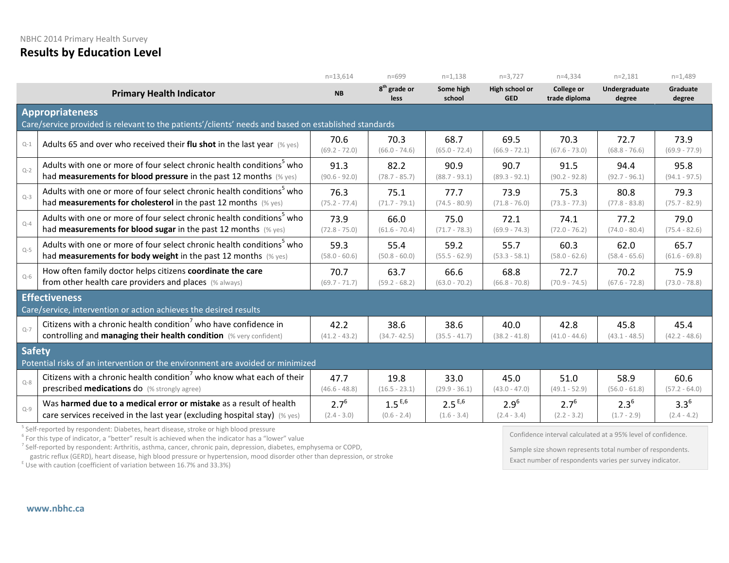NBHC 2014 Primary Health Survey

# Results by Education Level

| | Primary Health Indicator | NB (n=13,614) | 8th grade or less (n=699) | Some high school (n=1,138) | High school or GED (n=3,727) | College or trade diploma (n=4,334) | Undergraduate degree (n=2,181) | Graduate degree (n=1,489) |
|---|---|---|---|---|---|---|---|---|
| **Appropriateness** | Care/service provided is relevant to the patients'/clients' needs and based on established standards | | | | | | | |
| Q-1 | Adults 65 and over who received their **flu shot** in the last year (% yes) | 70.6 (69.2 - 72.0) | 70.3 (66.0 - 74.6) | 68.7 (65.0 - 72.4) | 69.5 (66.9 - 72.1) | 70.3 (67.6 - 73.0) | 72.7 (68.8 - 76.6) | 73.9 (69.9 - 77.9) |
| Q-2 | Adults with one or more of four select chronic health conditions[5] who had **measurements for blood pressure** in the past 12 months (% yes) | 91.3 (90.6 - 92.0) | 82.2 (78.7 - 85.7) | 90.9 (88.7 - 93.1) | 90.7 (89.3 - 92.1) | 91.5 (90.2 - 92.8) | 94.4 (92.7 - 96.1) | 95.8 (94.1 - 97.5) |
| Q-3 | Adults with one or more of four select chronic health conditions[5] who had **measurements for cholesterol** in the past 12 months (% yes) | 76.3 (75.2 - 77.4) | 75.1 (71.7 - 79.1) | 77.7 (74.5 - 80.9) | 73.9 (71.8 - 76.0) | 75.3 (73.3 - 77.3) | 80.8 (77.8 - 83.8) | 79.3 (75.7 - 82.9) |
| Q-4 | Adults with one or more of four select chronic health conditions[5] who had **measurements for blood sugar** in the past 12 months (% yes) | 73.9 (72.8 - 75.0) | 66.0 (61.6 - 70.4) | 75.0 (71.7 - 78.3) | 72.1 (69.9 - 74.3) | 74.1 (72.0 - 76.2) | 77.2 (74.0 - 80.4) | 79.0 (75.4 - 82.6) |
| Q-5 | Adults with one or more of four select chronic health conditions[5] who had **measurements for body weight** in the past 12 months (% yes) | 59.3 (58.0 - 60.6) | 55.4 (50.8 - 60.0) | 59.2 (55.5 - 62.9) | 55.7 (53.3 - 58.1) | 60.3 (58.0 - 62.6) | 62.0 (58.4 - 65.6) | 65.7 (61.6 - 69.8) |
| Q-6 | How often family doctor helps citizens **coordinate the care** from other health care providers and places (% always) | 70.7 (69.7 - 71.7) | 63.7 (59.2 - 68.2) | 66.6 (63.0 - 70.2) | 68.8 (66.8 - 70.8) | 72.7 (70.9 - 74.5) | 70.2 (67.6 - 72.8) | 75.9 (73.0 - 78.8) |
| **Effectiveness** | Care/service, intervention or action achieves the desired results | | | | | | | |
| Q-7 | Citizens with a chronic health condition[7] who have confidence in controlling and **managing their health condition** (% very confident) | 42.2 (41.2 - 43.2) | 38.6 (34.7- 42.5) | 38.6 (35.5 - 41.7) | 40.0 (38.2 - 41.8) | 42.8 (41.0 - 44.6) | 45.8 (43.1 - 48.5) | 45.4 (42.2 - 48.6) |
| **Safety** | Potential risks of an intervention or the environment are avoided or minimized | | | | | | | |
| Q-8 | Citizens with a chronic health condition[7] who know what each of their prescribed **medications** do (% strongly agree) | 47.7 (46.6 - 48.8) | 19.8 (16.5 - 23.1) | 33.0 (29.9 - 36.1) | 45.0 (43.0 - 47.0) | 51.0 (49.1 - 52.9) | 58.9 (56.0 - 61.8) | 60.6 (57.2 - 64.0) |
| Q-9 | Was **harmed due to a medical error or mistake** as a result of health care services received in the last year (excluding hospital stay) (% yes) | 2.7[6] (2.4 - 3.0) | 1.5[E,6] (0.6 - 2.4) | 2.5[E,6] (1.6 - 3.4) | 2.9[6] (2.4 - 3.4) | 2.7[6] (2.2 - 3.2) | 2.3[6] (1.7 - 2.9) | 3.3[6] (2.4 - 4.2) |

[5] Self-reported by respondent: Diabetes, heart disease, stroke or high blood pressure
[6] For this type of indicator, a "better" result is achieved when the indicator has a "lower" value
[7] Self-reported by respondent: Arthritis, asthma, cancer, chronic pain, depression, diabetes, emphysema or COPD, gastric reflux (GERD), heart disease, high blood pressure or hypertension, mood disorder other than depression, or stroke
[E] Use with caution (coefficient of variation between 16.7% and 33.3%)

Confidence interval calculated at a 95% level of confidence.

Sample size shown represents total number of respondents. Exact number of respondents varies per survey indicator.

www.nbhc.ca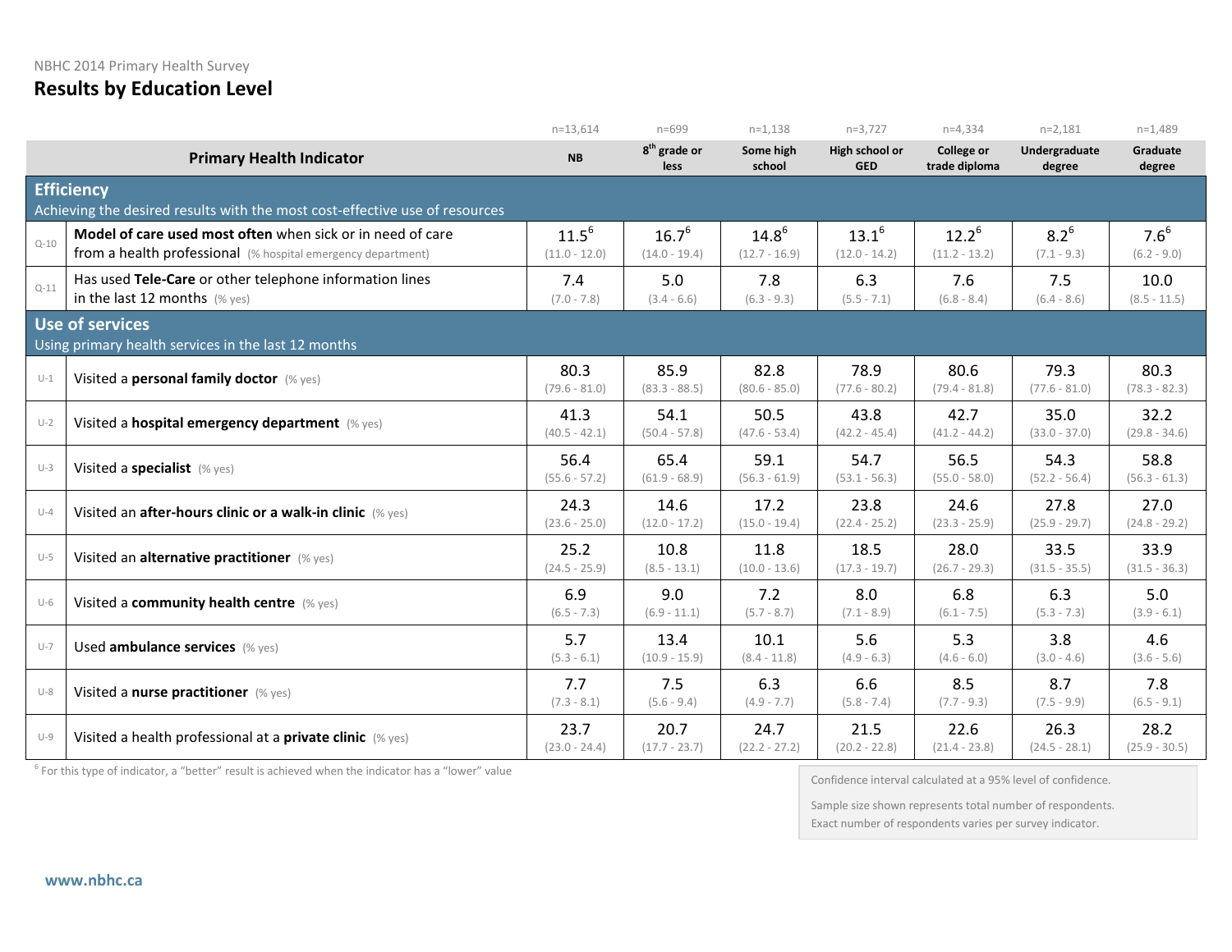NBHC 2014 Primary Health Survey

# Results by Education Level

| | Primary Health Indicator | NB (n=13,614) | 8th grade or less (n=699) | Some high school (n=1,138) | High school or GED (n=3,727) | College or trade diploma (n=4,334) | Undergraduate degree (n=2,181) | Graduate degree (n=1,489) |
|---|---|---|---|---|---|---|---|---|
| | **Efficiency** — Achieving the desired results with the most cost-effective use of resources | | | | | | | |
| Q-10 | **Model of care used most often** when sick or in need of care from a health professional (% hospital emergency department) | 11.5[6] (11.0 - 12.0) | 16.7[6] (14.0 - 19.4) | 14.8[6] (12.7 - 16.9) | 13.1[6] (12.0 - 14.2) | 12.2[6] (11.2 - 13.2) | 8.2[6] (7.1 - 9.3) | 7.6[6] (6.2 - 9.0) |
| Q-11 | Has used **Tele-Care** or other telephone information lines in the last 12 months (% yes) | 7.4 (7.0 - 7.8) | 5.0 (3.4 - 6.6) | 7.8 (6.3 - 9.3) | 6.3 (5.5 - 7.1) | 7.6 (6.8 - 8.4) | 7.5 (6.4 - 8.6) | 10.0 (8.5 - 11.5) |
| | **Use of services** — Using primary health services in the last 12 months | | | | | | | |
| U-1 | Visited a **personal family doctor** (% yes) | 80.3 (79.6 - 81.0) | 85.9 (83.3 - 88.5) | 82.8 (80.6 - 85.0) | 78.9 (77.6 - 80.2) | 80.6 (79.4 - 81.8) | 79.3 (77.6 - 81.0) | 80.3 (78.3 - 82.3) |
| U-2 | Visited a **hospital emergency department** (% yes) | 41.3 (40.5 - 42.1) | 54.1 (50.4 - 57.8) | 50.5 (47.6 - 53.4) | 43.8 (42.2 - 45.4) | 42.7 (41.2 - 44.2) | 35.0 (33.0 - 37.0) | 32.2 (29.8 - 34.6) |
| U-3 | Visited a **specialist** (% yes) | 56.4 (55.6 - 57.2) | 65.4 (61.9 - 68.9) | 59.1 (56.3 - 61.9) | 54.7 (53.1 - 56.3) | 56.5 (55.0 - 58.0) | 54.3 (52.2 - 56.4) | 58.8 (56.3 - 61.3) |
| U-4 | Visited an **after-hours clinic or a walk-in clinic** (% yes) | 24.3 (23.6 - 25.0) | 14.6 (12.0 - 17.2) | 17.2 (15.0 - 19.4) | 23.8 (22.4 - 25.2) | 24.6 (23.3 - 25.9) | 27.8 (25.9 - 29.7) | 27.0 (24.8 - 29.2) |
| U-5 | Visited an **alternative practitioner** (% yes) | 25.2 (24.5 - 25.9) | 10.8 (8.5 - 13.1) | 11.8 (10.0 - 13.6) | 18.5 (17.3 - 19.7) | 28.0 (26.7 - 29.3) | 33.5 (31.5 - 35.5) | 33.9 (31.5 - 36.3) |
| U-6 | Visited a **community health centre** (% yes) | 6.9 (6.5 - 7.3) | 9.0 (6.9 - 11.1) | 7.2 (5.7 - 8.7) | 8.0 (7.1 - 8.9) | 6.8 (6.1 - 7.5) | 6.3 (5.3 - 7.3) | 5.0 (3.9 - 6.1) |
| U-7 | Used **ambulance services** (% yes) | 5.7 (5.3 - 6.1) | 13.4 (10.9 - 15.9) | 10.1 (8.4 - 11.8) | 5.6 (4.9 - 6.3) | 5.3 (4.6 - 6.0) | 3.8 (3.0 - 4.6) | 4.6 (3.6 - 5.6) |
| U-8 | Visited a **nurse practitioner** (% yes) | 7.7 (7.3 - 8.1) | 7.5 (5.6 - 9.4) | 6.3 (4.9 - 7.7) | 6.6 (5.8 - 7.4) | 8.5 (7.7 - 9.3) | 8.7 (7.5 - 9.9) | 7.8 (6.5 - 9.1) |
| U-9 | Visited a health professional at a **private clinic** (% yes) | 23.7 (23.0 - 24.4) | 20.7 (17.7 - 23.7) | 24.7 (22.2 - 27.2) | 21.5 (20.2 - 22.8) | 22.6 (21.4 - 23.8) | 26.3 (24.5 - 28.1) | 28.2 (25.9 - 30.5) |

[6] For this type of indicator, a "better" result is achieved when the indicator has a "lower" value

Confidence interval calculated at a 95% level of confidence.

Sample size shown represents total number of respondents. Exact number of respondents varies per survey indicator.

www.nbhc.ca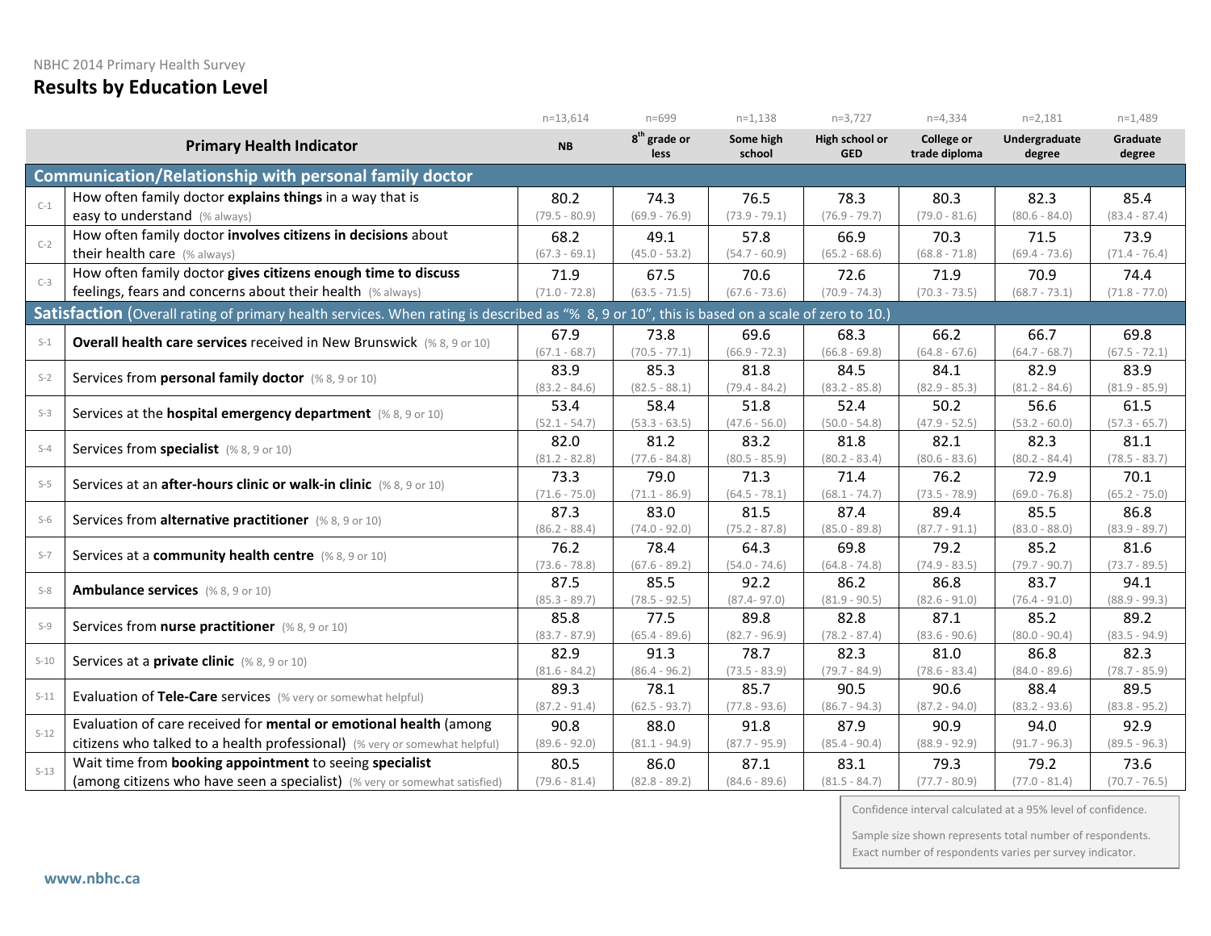NBHC 2014 Primary Health Survey

## Results by Education Level

| | Primary Health Indicator | NB<br>n=13,614 | 8th grade or less<br>n=699 | Some high school<br>n=1,138 | High school or GED<br>n=3,727 | College or trade diploma<br>n=4,334 | Undergraduate degree<br>n=2,181 | Graduate degree<br>n=1,489 |
|---|---|---|---|---|---|---|---|---|
| **Communication/Relationship with personal family doctor** | | | | | | | | |
| C-1 | How often family doctor **explains things** in a way that is easy to understand (% always) | 80.2<br>(79.5 - 80.9) | 74.3<br>(69.9 - 76.9) | 76.5<br>(73.9 - 79.1) | 78.3<br>(76.9 - 79.7) | 80.3<br>(79.0 - 81.6) | 82.3<br>(80.6 - 84.0) | 85.4<br>(83.4 - 87.4) |
| C-2 | How often family doctor **involves citizens in decisions** about their health care (% always) | 68.2<br>(67.3 - 69.1) | 49.1<br>(45.0 - 53.2) | 57.8<br>(54.7 - 60.9) | 66.9<br>(65.2 - 68.6) | 70.3<br>(68.8 - 71.8) | 71.5<br>(69.4 - 73.6) | 73.9<br>(71.4 - 76.4) |
| C-3 | How often family doctor **gives citizens enough time to discuss** feelings, fears and concerns about their health (% always) | 71.9<br>(71.0 - 72.8) | 67.5<br>(63.5 - 71.5) | 70.6<br>(67.6 - 73.6) | 72.6<br>(70.9 - 74.3) | 71.9<br>(70.3 - 73.5) | 70.9<br>(68.7 - 73.1) | 74.4<br>(71.8 - 77.0) |
| **Satisfaction** (Overall rating of primary health services. When rating is described as "% 8, 9 or 10", this is based on a scale of zero to 10.) | | | | | | | | |
| S-1 | **Overall health care services** received in New Brunswick (% 8, 9 or 10) | 67.9<br>(67.1 - 68.7) | 73.8<br>(70.5 - 77.1) | 69.6<br>(66.9 - 72.3) | 68.3<br>(66.8 - 69.8) | 66.2<br>(64.8 - 67.6) | 66.7<br>(64.7 - 68.7) | 69.8<br>(67.5 - 72.1) |
| S-2 | Services from **personal family doctor** (% 8, 9 or 10) | 83.9<br>(83.2 - 84.6) | 85.3<br>(82.5 - 88.1) | 81.8<br>(79.4 - 84.2) | 84.5<br>(83.2 - 85.8) | 84.1<br>(82.9 - 85.3) | 82.9<br>(81.2 - 84.6) | 83.9<br>(81.9 - 85.9) |
| S-3 | Services at the **hospital emergency department** (% 8, 9 or 10) | 53.4<br>(52.1 - 54.7) | 58.4<br>(53.3 - 63.5) | 51.8<br>(47.6 - 56.0) | 52.4<br>(50.0 - 54.8) | 50.2<br>(47.9 - 52.5) | 56.6<br>(53.2 - 60.0) | 61.5<br>(57.3 - 65.7) |
| S-4 | Services from **specialist** (% 8, 9 or 10) | 82.0<br>(81.2 - 82.8) | 81.2<br>(77.6 - 84.8) | 83.2<br>(80.5 - 85.9) | 81.8<br>(80.2 - 83.4) | 82.1<br>(80.6 - 83.6) | 82.3<br>(80.2 - 84.4) | 81.1<br>(78.5 - 83.7) |
| S-5 | Services at an **after-hours clinic or walk-in clinic** (% 8, 9 or 10) | 73.3<br>(71.6 - 75.0) | 79.0<br>(71.1 - 86.9) | 71.3<br>(64.5 - 78.1) | 71.4<br>(68.1 - 74.7) | 76.2<br>(73.5 - 78.9) | 72.9<br>(69.0 - 76.8) | 70.1<br>(65.2 - 75.0) |
| S-6 | Services from **alternative practitioner** (% 8, 9 or 10) | 87.3<br>(86.2 - 88.4) | 83.0<br>(74.0 - 92.0) | 81.5<br>(75.2 - 87.8) | 87.4<br>(85.0 - 89.8) | 89.4<br>(87.7 - 91.1) | 85.5<br>(83.0 - 88.0) | 86.8<br>(83.9 - 89.7) |
| S-7 | Services at a **community health centre** (% 8, 9 or 10) | 76.2<br>(73.6 - 78.8) | 78.4<br>(67.6 - 89.2) | 64.3<br>(54.0 - 74.6) | 69.8<br>(64.8 - 74.8) | 79.2<br>(74.9 - 83.5) | 85.2<br>(79.7 - 90.7) | 81.6<br>(73.7 - 89.5) |
| S-8 | **Ambulance services** (% 8, 9 or 10) | 87.5<br>(85.3 - 89.7) | 85.5<br>(78.5 - 92.5) | 92.2<br>(87.4- 97.0) | 86.2<br>(81.9 - 90.5) | 86.8<br>(82.6 - 91.0) | 83.7<br>(76.4 - 91.0) | 94.1<br>(88.9 - 99.3) |
| S-9 | Services from **nurse practitioner** (% 8, 9 or 10) | 85.8<br>(83.7 - 87.9) | 77.5<br>(65.4 - 89.6) | 89.8<br>(82.7 - 96.9) | 82.8<br>(78.2 - 87.4) | 87.1<br>(83.6 - 90.6) | 85.2<br>(80.0 - 90.4) | 89.2<br>(83.5 - 94.9) |
| S-10 | Services at a **private clinic** (% 8, 9 or 10) | 82.9<br>(81.6 - 84.2) | 91.3<br>(86.4 - 96.2) | 78.7<br>(73.5 - 83.9) | 82.3<br>(79.7 - 84.9) | 81.0<br>(78.6 - 83.4) | 86.8<br>(84.0 - 89.6) | 82.3<br>(78.7 - 85.9) |
| S-11 | Evaluation of **Tele-Care** services (% very or somewhat helpful) | 89.3<br>(87.2 - 91.4) | 78.1<br>(62.5 - 93.7) | 85.7<br>(77.8 - 93.6) | 90.5<br>(86.7 - 94.3) | 90.6<br>(87.2 - 94.0) | 88.4<br>(83.2 - 93.6) | 89.5<br>(83.8 - 95.2) |
| S-12 | Evaluation of care received for **mental or emotional health** (among citizens who talked to a health professional) (% very or somewhat helpful) | 90.8<br>(89.6 - 92.0) | 88.0<br>(81.1 - 94.9) | 91.8<br>(87.7 - 95.9) | 87.9<br>(85.4 - 90.4) | 90.9<br>(88.9 - 92.9) | 94.0<br>(91.7 - 96.3) | 92.9<br>(89.5 - 96.3) |
| S-13 | Wait time from **booking appointment** to seeing **specialist** (among citizens who have seen a specialist) (% very or somewhat satisfied) | 80.5<br>(79.6 - 81.4) | 86.0<br>(82.8 - 89.2) | 87.1<br>(84.6 - 89.6) | 83.1<br>(81.5 - 84.7) | 79.3<br>(77.7 - 80.9) | 79.2<br>(77.0 - 81.4) | 73.6<br>(70.7 - 76.5) |

Confidence interval calculated at a 95% level of confidence.

Sample size shown represents total number of respondents. Exact number of respondents varies per survey indicator.

www.nbhc.ca